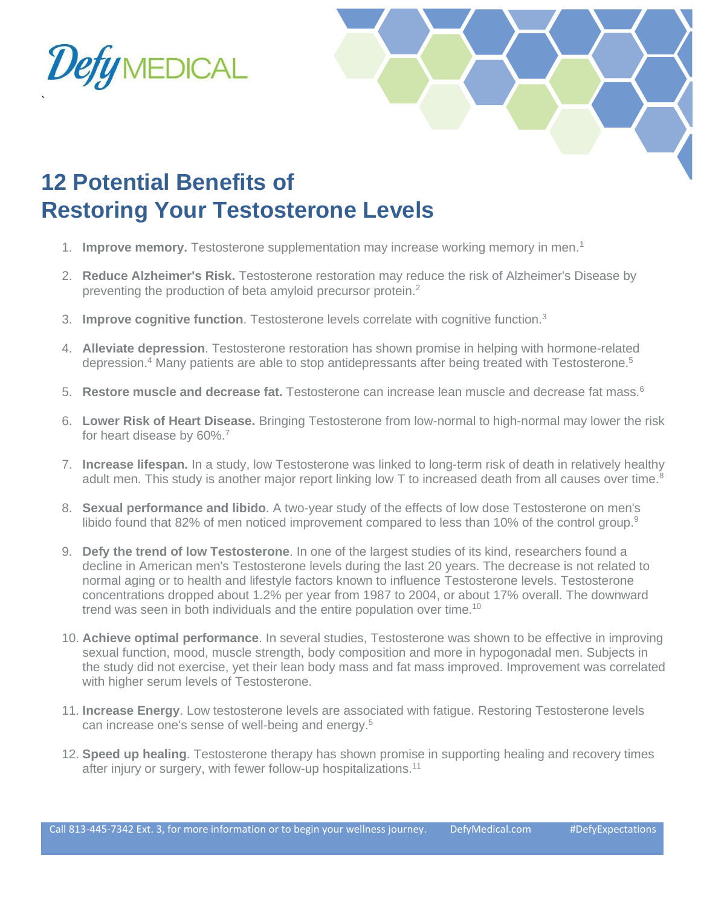Defy MEDICAL

# 12 Potential Benefits of Restoring Your Testosterone Levels

1. **Improve memory.** Testosterone supplementation may increase working memory in men.[1]

2. **Reduce Alzheimer's Risk.** Testosterone restoration may reduce the risk of Alzheimer's Disease by preventing the production of beta amyloid precursor protein.[2]

3. **Improve cognitive function**. Testosterone levels correlate with cognitive function.[3]

4. **Alleviate depression**. Testosterone restoration has shown promise in helping with hormone-related depression.[4] Many patients are able to stop antidepressants after being treated with Testosterone.[5]

5. **Restore muscle and decrease fat.** Testosterone can increase lean muscle and decrease fat mass.[6]

6. **Lower Risk of Heart Disease.** Bringing Testosterone from low-normal to high-normal may lower the risk for heart disease by 60%.[7]

7. **Increase lifespan.** In a study, low Testosterone was linked to long-term risk of death in relatively healthy adult men. This study is another major report linking low T to increased death from all causes over time.[8]

8. **Sexual performance and libido**. A two-year study of the effects of low dose Testosterone on men's libido found that 82% of men noticed improvement compared to less than 10% of the control group.[9]

9. **Defy the trend of low Testosterone**. In one of the largest studies of its kind, researchers found a decline in American men's Testosterone levels during the last 20 years. The decrease is not related to normal aging or to health and lifestyle factors known to influence Testosterone levels. Testosterone concentrations dropped about 1.2% per year from 1987 to 2004, or about 17% overall. The downward trend was seen in both individuals and the entire population over time.[10]

10. **Achieve optimal performance**. In several studies, Testosterone was shown to be effective in improving sexual function, mood, muscle strength, body composition and more in hypogonadal men. Subjects in the study did not exercise, yet their lean body mass and fat mass improved. Improvement was correlated with higher serum levels of Testosterone.

11. **Increase Energy**. Low testosterone levels are associated with fatigue. Restoring Testosterone levels can increase one's sense of well-being and energy.[5]

12. **Speed up healing**. Testosterone therapy has shown promise in supporting healing and recovery times after injury or surgery, with fewer follow-up hospitalizations.[11]

Call 813-445-7342 Ext. 3, for more information or to begin your wellness journey. DefyMedical.com #DefyExpectations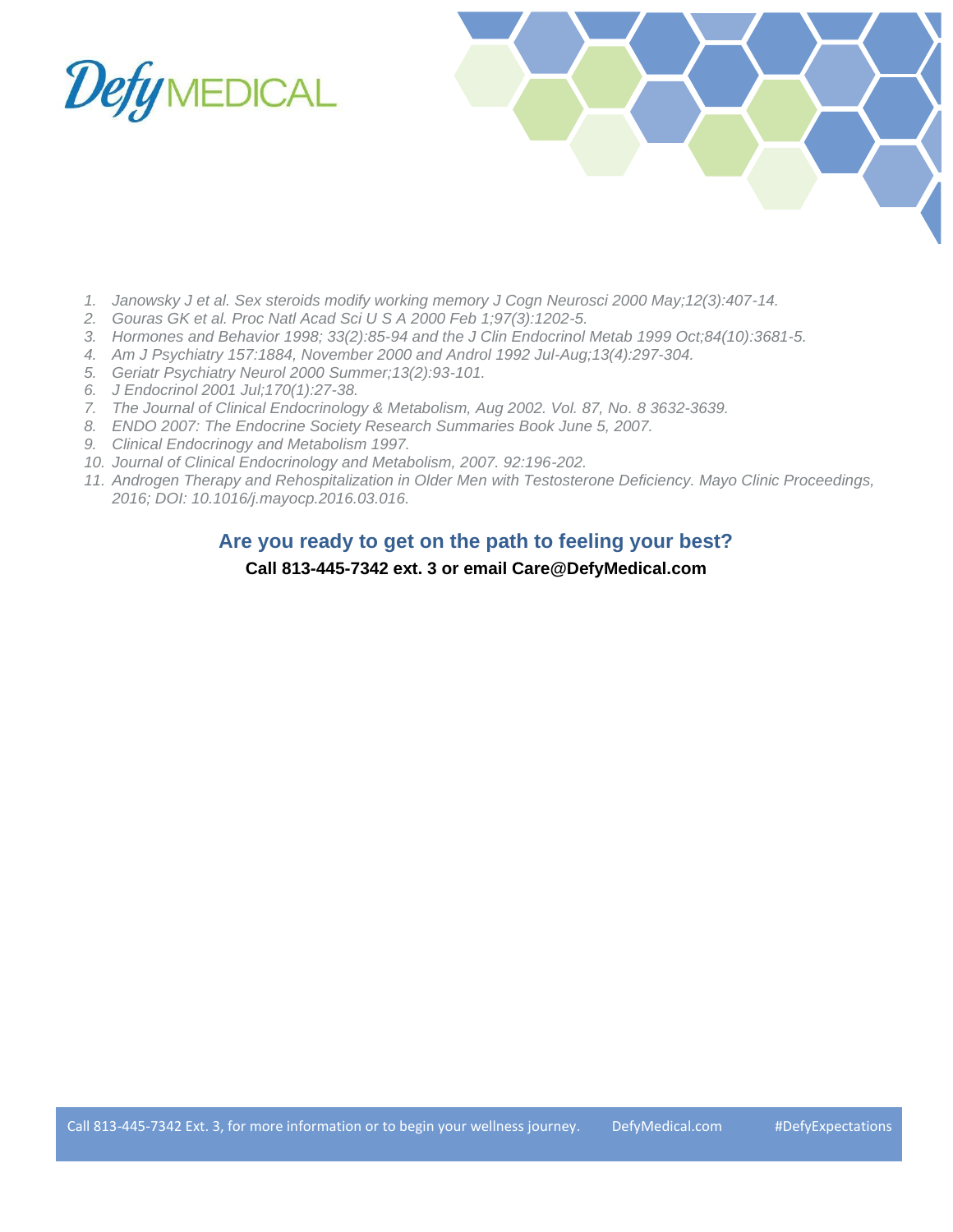Defy MEDICAL

1. *Janowsky J et al. Sex steroids modify working memory J Cogn Neurosci 2000 May;12(3):407-14.*
2. *Gouras GK et al. Proc Natl Acad Sci U S A 2000 Feb 1;97(3):1202-5.*
3. *Hormones and Behavior 1998; 33(2):85-94 and the J Clin Endocrinol Metab 1999 Oct;84(10):3681-5.*
4. *Am J Psychiatry 157:1884, November 2000 and Androl 1992 Jul-Aug;13(4):297-304.*
5. *Geriatr Psychiatry Neurol 2000 Summer;13(2):93-101.*
6. *J Endocrinol 2001 Jul;170(1):27-38.*
7. *The Journal of Clinical Endocrinology & Metabolism, Aug 2002. Vol. 87, No. 8 3632-3639.*
8. *ENDO 2007: The Endocrine Society Research Summaries Book June 5, 2007.*
9. *Clinical Endocrinogy and Metabolism 1997.*
10. *Journal of Clinical Endocrinology and Metabolism, 2007. 92:196-202.*
11. *Androgen Therapy and Rehospitalization in Older Men with Testosterone Deficiency. Mayo Clinic Proceedings, 2016; DOI: 10.1016/j.mayocp.2016.03.016.*

## Are you ready to get on the path to feeling your best?

**Call 813-445-7342 ext. 3 or email Care@DefyMedical.com**

Call 813-445-7342 Ext. 3, for more information or to begin your wellness journey. DefyMedical.com #DefyExpectations